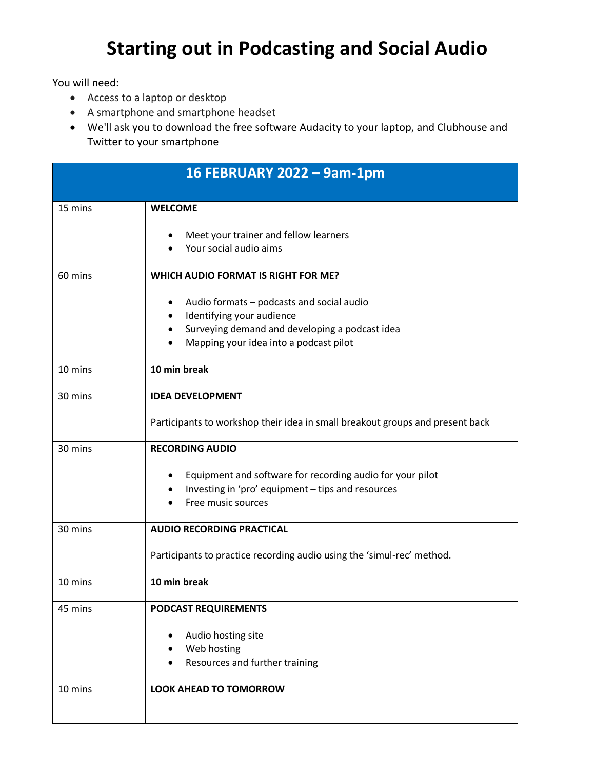# Starting out in Podcasting and Social Audio

You will need:

- Access to a laptop or desktop
- A smartphone and smartphone headset
- We'll ask you to download the free software Audacity to your laptop, and Clubhouse and Twitter to your smartphone

| **16 FEBRUARY 2022 – 9am-1pm** | |
|---|---|
| 15 mins | **WELCOME**<br><br>• Meet your trainer and fellow learners<br>• Your social audio aims |
| 60 mins | **WHICH AUDIO FORMAT IS RIGHT FOR ME?**<br><br>• Audio formats – podcasts and social audio<br>• Identifying your audience<br>• Surveying demand and developing a podcast idea<br>• Mapping your idea into a podcast pilot |
| 10 mins | **10 min break** |
| 30 mins | **IDEA DEVELOPMENT**<br><br>Participants to workshop their idea in small breakout groups and present back |
| 30 mins | **RECORDING AUDIO**<br><br>• Equipment and software for recording audio for your pilot<br>• Investing in 'pro' equipment – tips and resources<br>• Free music sources |
| 30 mins | **AUDIO RECORDING PRACTICAL**<br><br>Participants to practice recording audio using the 'simul-rec' method. |
| 10 mins | **10 min break** |
| 45 mins | **PODCAST REQUIREMENTS**<br><br>• Audio hosting site<br>• Web hosting<br>• Resources and further training |
| 10 mins | **LOOK AHEAD TO TOMORROW** |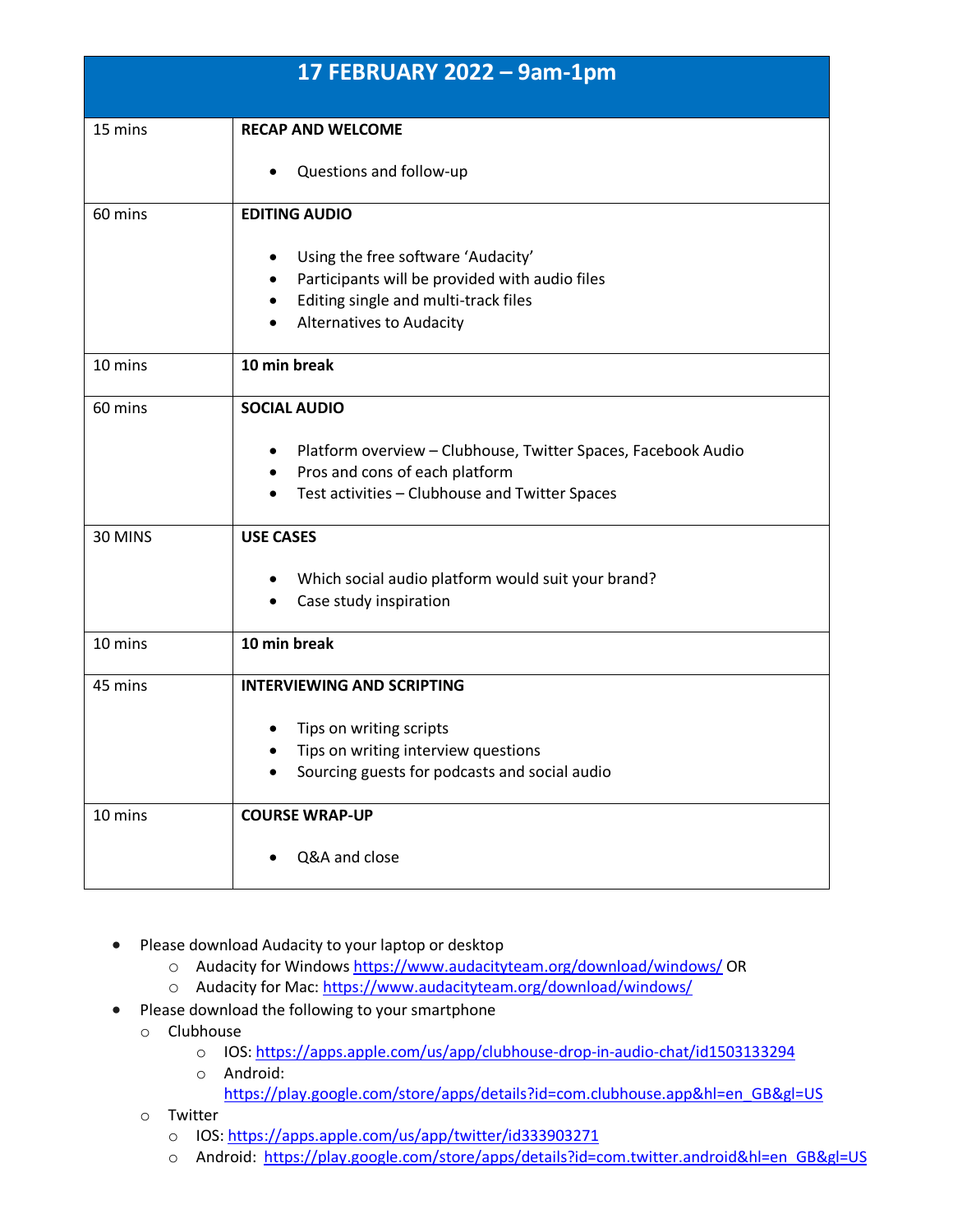| 17 FEBRUARY 2022 – 9am-1pm | |
|---|---|
| 15 mins | **RECAP AND WELCOME**<br><br>• Questions and follow-up |
| 60 mins | **EDITING AUDIO**<br><br>• Using the free software 'Audacity'<br>• Participants will be provided with audio files<br>• Editing single and multi-track files<br>• Alternatives to Audacity |
| 10 mins | **10 min break** |
| 60 mins | **SOCIAL AUDIO**<br><br>• Platform overview – Clubhouse, Twitter Spaces, Facebook Audio<br>• Pros and cons of each platform<br>• Test activities – Clubhouse and Twitter Spaces |
| 30 MINS | **USE CASES**<br><br>• Which social audio platform would suit your brand?<br>• Case study inspiration |
| 10 mins | **10 min break** |
| 45 mins | **INTERVIEWING AND SCRIPTING**<br><br>• Tips on writing scripts<br>• Tips on writing interview questions<br>• Sourcing guests for podcasts and social audio |
| 10 mins | **COURSE WRAP-UP**<br><br>• Q&A and close |

- Please download Audacity to your laptop or desktop
  - Audacity for Windows https://www.audacityteam.org/download/windows/ OR
  - Audacity for Mac: https://www.audacityteam.org/download/windows/
- Please download the following to your smartphone
  - Clubhouse
    - IOS: https://apps.apple.com/us/app/clubhouse-drop-in-audio-chat/id1503133294
    - Android: https://play.google.com/store/apps/details?id=com.clubhouse.app&hl=en_GB&gl=US
  - Twitter
    - IOS: https://apps.apple.com/us/app/twitter/id333903271
    - Android: https://play.google.com/store/apps/details?id=com.twitter.android&hl=en_GB&gl=US